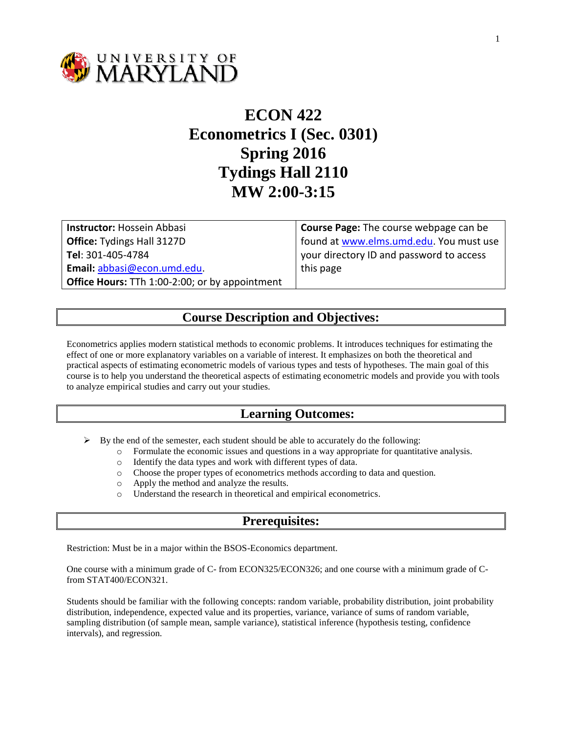# ECON 422
# Econometrics I (Sec. 0301)
# Spring 2016
# Tydings Hall 2110
# MW 2:00-3:15

| **Instructor:** Hossein Abbasi<br>**Office:** Tydings Hall 3127D<br>**Tel**: 301-405-4784<br>**Email:** abbasi@econ.umd.edu.<br>**Office Hours:** TTh 1:00-2:00; or by appointment | **Course Page:** The course webpage can be found at www.elms.umd.edu. You must use your directory ID and password to access this page |
|---|---|

## Course Description and Objectives:

Econometrics applies modern statistical methods to economic problems. It introduces techniques for estimating the effect of one or more explanatory variables on a variable of interest. It emphasizes on both the theoretical and practical aspects of estimating econometric models of various types and tests of hypotheses. The main goal of this course is to help you understand the theoretical aspects of estimating econometric models and provide you with tools to analyze empirical studies and carry out your studies.

## Learning Outcomes:

- By the end of the semester, each student should be able to accurately do the following:
  - Formulate the economic issues and questions in a way appropriate for quantitative analysis.
  - Identify the data types and work with different types of data.
  - Choose the proper types of econometrics methods according to data and question.
  - Apply the method and analyze the results.
  - Understand the research in theoretical and empirical econometrics.

## Prerequisites:

Restriction: Must be in a major within the BSOS-Economics department.

One course with a minimum grade of C- from ECON325/ECON326; and one course with a minimum grade of C- from STAT400/ECON321.

Students should be familiar with the following concepts: random variable, probability distribution, joint probability distribution, independence, expected value and its properties, variance, variance of sums of random variable, sampling distribution (of sample mean, sample variance), statistical inference (hypothesis testing, confidence intervals), and regression.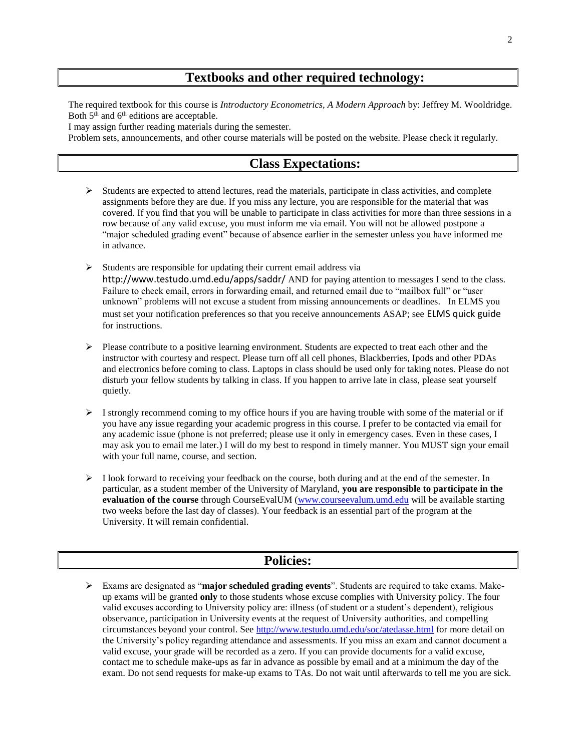## Textbooks and other required technology:

The required textbook for this course is *Introductory Econometrics, A Modern Approach* by: Jeffrey M. Wooldridge. Both 5th and 6th editions are acceptable.

I may assign further reading materials during the semester.

Problem sets, announcements, and other course materials will be posted on the website. Please check it regularly.

## Class Expectations:

- Students are expected to attend lectures, read the materials, participate in class activities, and complete assignments before they are due. If you miss any lecture, you are responsible for the material that was covered. If you find that you will be unable to participate in class activities for more than three sessions in a row because of any valid excuse, you must inform me via email. You will not be allowed postpone a "major scheduled grading event" because of absence earlier in the semester unless you have informed me in advance.

- Students are responsible for updating their current email address via http://www.testudo.umd.edu/apps/saddr/ AND for paying attention to messages I send to the class. Failure to check email, errors in forwarding email, and returned email due to "mailbox full" or "user unknown" problems will not excuse a student from missing announcements or deadlines. In ELMS you must set your notification preferences so that you receive announcements ASAP; see ELMS quick guide for instructions.

- Please contribute to a positive learning environment. Students are expected to treat each other and the instructor with courtesy and respect. Please turn off all cell phones, Blackberries, Ipods and other PDAs and electronics before coming to class. Laptops in class should be used only for taking notes. Please do not disturb your fellow students by talking in class. If you happen to arrive late in class, please seat yourself quietly.

- I strongly recommend coming to my office hours if you are having trouble with some of the material or if you have any issue regarding your academic progress in this course. I prefer to be contacted via email for any academic issue (phone is not preferred; please use it only in emergency cases. Even in these cases, I may ask you to email me later.) I will do my best to respond in timely manner. You MUST sign your email with your full name, course, and section.

- I look forward to receiving your feedback on the course, both during and at the end of the semester. In particular, as a student member of the University of Maryland, **you are responsible to participate in the evaluation of the course** through CourseEvalUM (www.courseevalum.umd.edu will be available starting two weeks before the last day of classes). Your feedback is an essential part of the program at the University. It will remain confidential.

## Policies:

- Exams are designated as "**major scheduled grading events**". Students are required to take exams. Make-up exams will be granted **only** to those students whose excuse complies with University policy. The four valid excuses according to University policy are: illness (of student or a student's dependent), religious observance, participation in University events at the request of University authorities, and compelling circumstances beyond your control. See http://www.testudo.umd.edu/soc/atedasse.html for more detail on the University's policy regarding attendance and assessments. If you miss an exam and cannot document a valid excuse, your grade will be recorded as a zero. If you can provide documents for a valid excuse, contact me to schedule make-ups as far in advance as possible by email and at a minimum the day of the exam. Do not send requests for make-up exams to TAs. Do not wait until afterwards to tell me you are sick.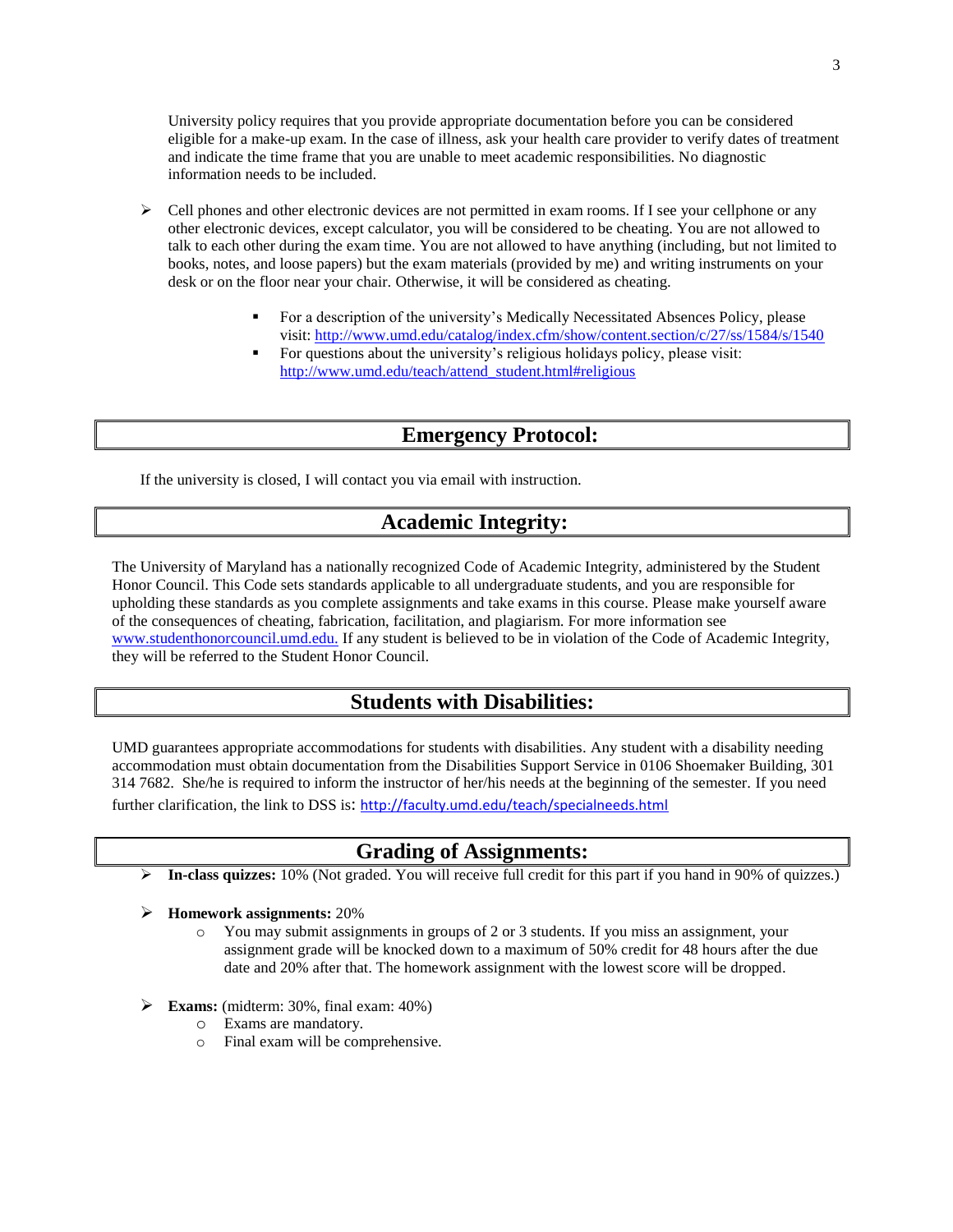University policy requires that you provide appropriate documentation before you can be considered eligible for a make-up exam. In the case of illness, ask your health care provider to verify dates of treatment and indicate the time frame that you are unable to meet academic responsibilities. No diagnostic information needs to be included.

- Cell phones and other electronic devices are not permitted in exam rooms. If I see your cellphone or any other electronic devices, except calculator, you will be considered to be cheating. You are not allowed to talk to each other during the exam time. You are not allowed to have anything (including, but not limited to books, notes, and loose papers) but the exam materials (provided by me) and writing instruments on your desk or on the floor near your chair. Otherwise, it will be considered as cheating.

  - For a description of the university's Medically Necessitated Absences Policy, please visit: http://www.umd.edu/catalog/index.cfm/show/content.section/c/27/ss/1584/s/1540
  - For questions about the university's religious holidays policy, please visit: http://www.umd.edu/teach/attend_student.html#religious

## Emergency Protocol:

If the university is closed, I will contact you via email with instruction.

## Academic Integrity:

The University of Maryland has a nationally recognized Code of Academic Integrity, administered by the Student Honor Council. This Code sets standards applicable to all undergraduate students, and you are responsible for upholding these standards as you complete assignments and take exams in this course. Please make yourself aware of the consequences of cheating, fabrication, facilitation, and plagiarism. For more information see www.studenthonorcouncil.umd.edu. If any student is believed to be in violation of the Code of Academic Integrity, they will be referred to the Student Honor Council.

## Students with Disabilities:

UMD guarantees appropriate accommodations for students with disabilities. Any student with a disability needing accommodation must obtain documentation from the Disabilities Support Service in 0106 Shoemaker Building, 301 314 7682. She/he is required to inform the instructor of her/his needs at the beginning of the semester. If you need further clarification, the link to DSS is: http://faculty.umd.edu/teach/specialneeds.html

## Grading of Assignments:

- **In-class quizzes:** 10% (Not graded. You will receive full credit for this part if you hand in 90% of quizzes.)

- **Homework assignments:** 20%
  - You may submit assignments in groups of 2 or 3 students. If you miss an assignment, your assignment grade will be knocked down to a maximum of 50% credit for 48 hours after the due date and 20% after that. The homework assignment with the lowest score will be dropped.

- **Exams:** (midterm: 30%, final exam: 40%)
  - Exams are mandatory.
  - Final exam will be comprehensive.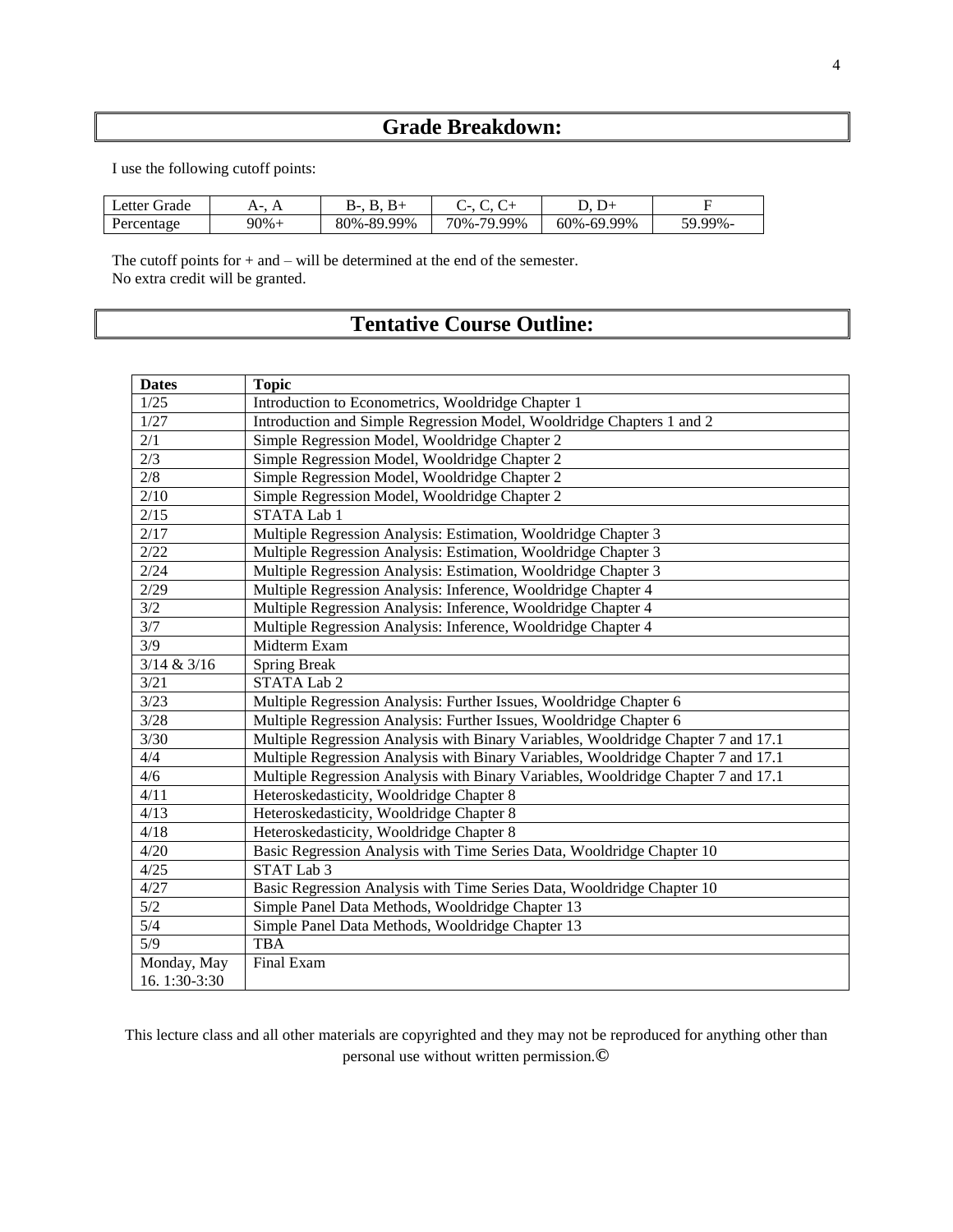## Grade Breakdown:

I use the following cutoff points:

| Letter Grade | A-, A | B-, B, B+ | C-, C, C+ | D, D+ | F |
|---|---|---|---|---|---|
| Percentage | 90%+ | 80%-89.99% | 70%-79.99% | 60%-69.99% | 59.99%- |

The cutoff points for + and – will be determined at the end of the semester.
No extra credit will be granted.

## Tentative Course Outline:

| Dates | Topic |
|---|---|
| 1/25 | Introduction to Econometrics, Wooldridge Chapter 1 |
| 1/27 | Introduction and Simple Regression Model, Wooldridge Chapters 1 and 2 |
| 2/1 | Simple Regression Model, Wooldridge Chapter 2 |
| 2/3 | Simple Regression Model, Wooldridge Chapter 2 |
| 2/8 | Simple Regression Model, Wooldridge Chapter 2 |
| 2/10 | Simple Regression Model, Wooldridge Chapter 2 |
| 2/15 | STATA Lab 1 |
| 2/17 | Multiple Regression Analysis: Estimation, Wooldridge Chapter 3 |
| 2/22 | Multiple Regression Analysis: Estimation, Wooldridge Chapter 3 |
| 2/24 | Multiple Regression Analysis: Estimation, Wooldridge Chapter 3 |
| 2/29 | Multiple Regression Analysis: Inference, Wooldridge Chapter 4 |
| 3/2 | Multiple Regression Analysis: Inference, Wooldridge Chapter 4 |
| 3/7 | Multiple Regression Analysis: Inference, Wooldridge Chapter 4 |
| 3/9 | Midterm Exam |
| 3/14 & 3/16 | Spring Break |
| 3/21 | STATA Lab 2 |
| 3/23 | Multiple Regression Analysis: Further Issues, Wooldridge Chapter 6 |
| 3/28 | Multiple Regression Analysis: Further Issues, Wooldridge Chapter 6 |
| 3/30 | Multiple Regression Analysis with Binary Variables, Wooldridge Chapter 7 and 17.1 |
| 4/4 | Multiple Regression Analysis with Binary Variables, Wooldridge Chapter 7 and 17.1 |
| 4/6 | Multiple Regression Analysis with Binary Variables, Wooldridge Chapter 7 and 17.1 |
| 4/11 | Heteroskedasticity, Wooldridge Chapter 8 |
| 4/13 | Heteroskedasticity, Wooldridge Chapter 8 |
| 4/18 | Heteroskedasticity, Wooldridge Chapter 8 |
| 4/20 | Basic Regression Analysis with Time Series Data, Wooldridge Chapter 10 |
| 4/25 | STAT Lab 3 |
| 4/27 | Basic Regression Analysis with Time Series Data, Wooldridge Chapter 10 |
| 5/2 | Simple Panel Data Methods, Wooldridge Chapter 13 |
| 5/4 | Simple Panel Data Methods, Wooldridge Chapter 13 |
| 5/9 | TBA |
| Monday, May 16. 1:30-3:30 | Final Exam |

This lecture class and all other materials are copyrighted and they may not be reproduced for anything other than personal use without written permission.©